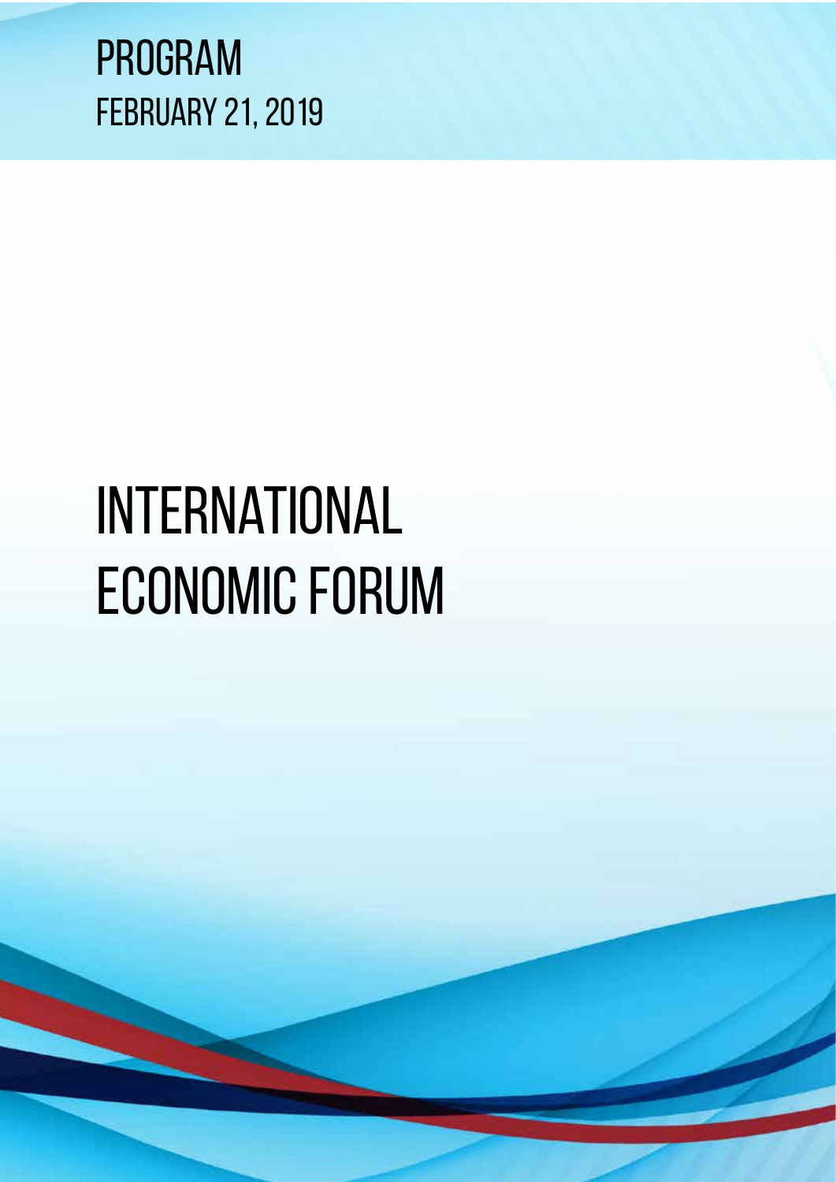PROGRAM

FEBRUARY 21, 2019

# INTERNATIONAL ECONOMIC FORUM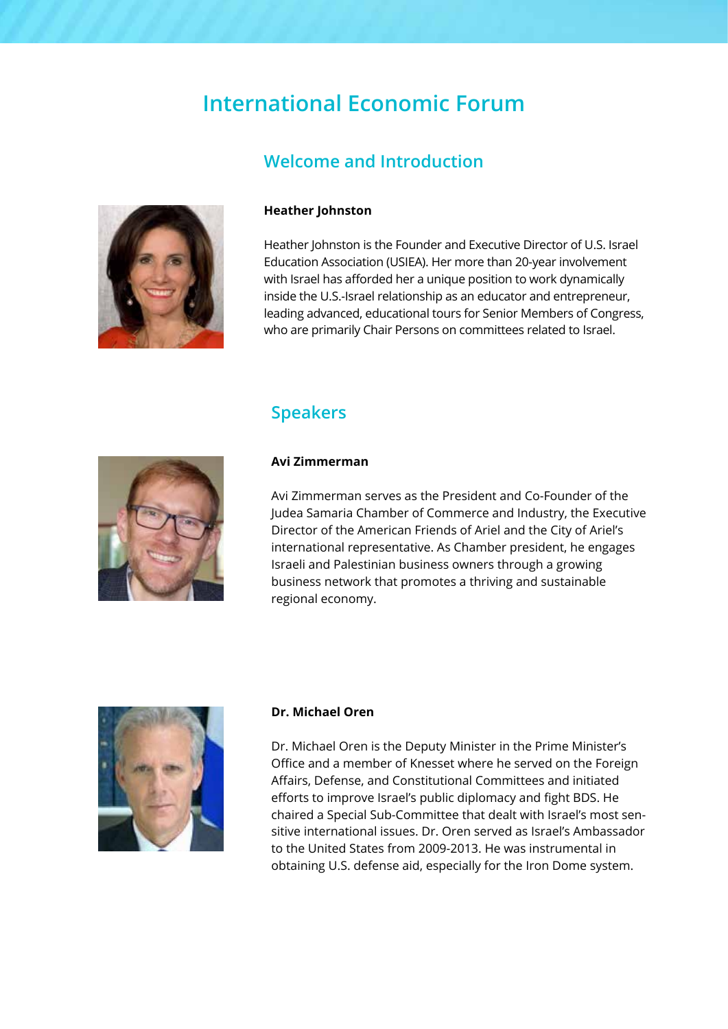# International Economic Forum

## Welcome and Introduction

**Heather Johnston**

Heather Johnston is the Founder and Executive Director of U.S. Israel Education Association (USIEA). Her more than 20-year involvement with Israel has afforded her a unique position to work dynamically inside the U.S.-Israel relationship as an educator and entrepreneur, leading advanced, educational tours for Senior Members of Congress, who are primarily Chair Persons on committees related to Israel.

## Speakers

**Avi Zimmerman**

Avi Zimmerman serves as the President and Co-Founder of the Judea Samaria Chamber of Commerce and Industry, the Executive Director of the American Friends of Ariel and the City of Ariel's international representative. As Chamber president, he engages Israeli and Palestinian business owners through a growing business network that promotes a thriving and sustainable regional economy.

**Dr. Michael Oren**

Dr. Michael Oren is the Deputy Minister in the Prime Minister's Office and a member of Knesset where he served on the Foreign Affairs, Defense, and Constitutional Committees and initiated efforts to improve Israel's public diplomacy and fight BDS. He chaired a Special Sub-Committee that dealt with Israel's most sensitive international issues. Dr. Oren served as Israel's Ambassador to the United States from 2009-2013. He was instrumental in obtaining U.S. defense aid, especially for the Iron Dome system.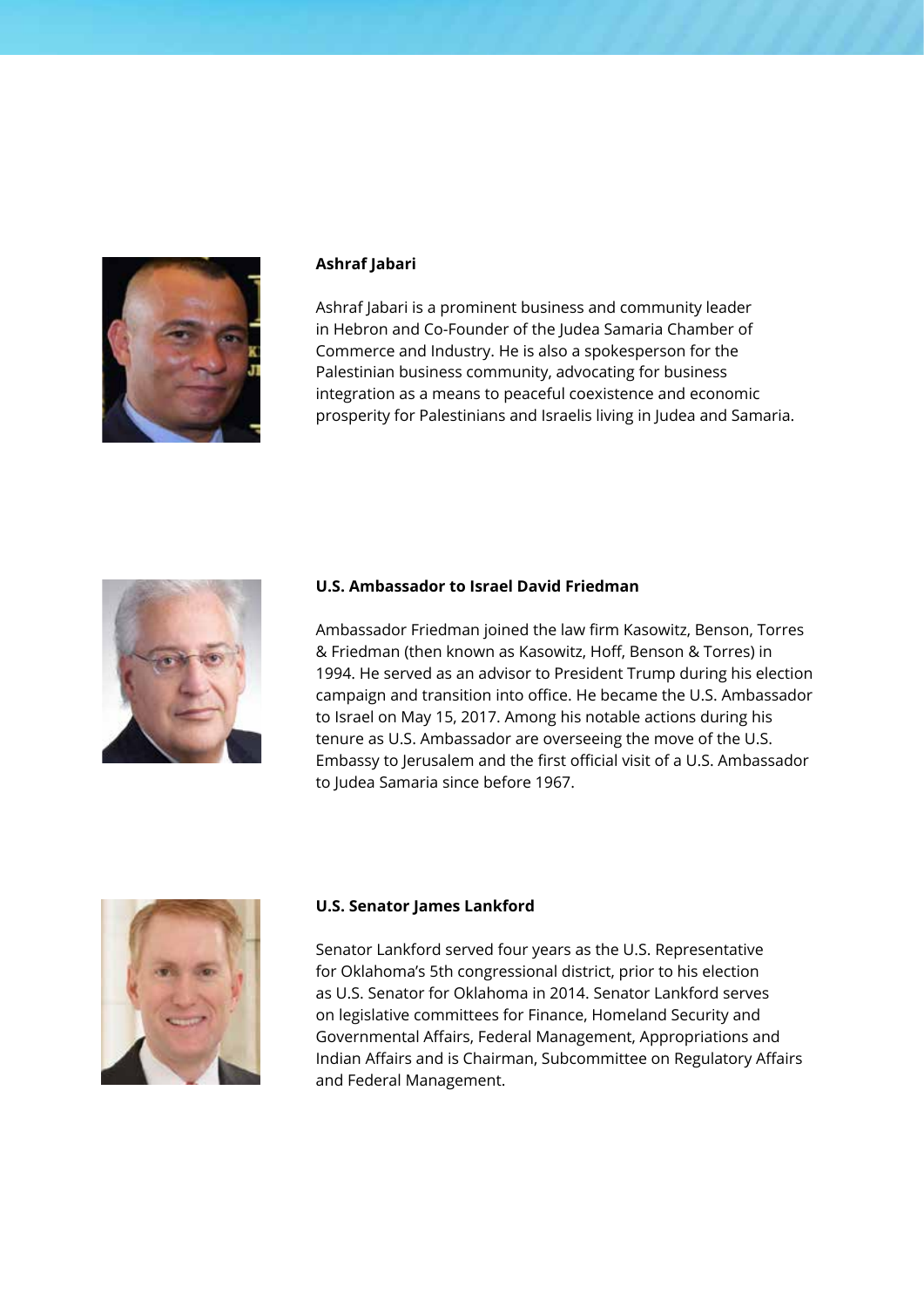### Ashraf Jabari

Ashraf Jabari is a prominent business and community leader in Hebron and Co-Founder of the Judea Samaria Chamber of Commerce and Industry. He is also a spokesperson for the Palestinian business community, advocating for business integration as a means to peaceful coexistence and economic prosperity for Palestinians and Israelis living in Judea and Samaria.

### U.S. Ambassador to Israel David Friedman

Ambassador Friedman joined the law firm Kasowitz, Benson, Torres & Friedman (then known as Kasowitz, Hoff, Benson & Torres) in 1994. He served as an advisor to President Trump during his election campaign and transition into office. He became the U.S. Ambassador to Israel on May 15, 2017. Among his notable actions during his tenure as U.S. Ambassador are overseeing the move of the U.S. Embassy to Jerusalem and the first official visit of a U.S. Ambassador to Judea Samaria since before 1967.

### U.S. Senator James Lankford

Senator Lankford served four years as the U.S. Representative for Oklahoma's 5th congressional district, prior to his election as U.S. Senator for Oklahoma in 2014. Senator Lankford serves on legislative committees for Finance, Homeland Security and Governmental Affairs, Federal Management, Appropriations and Indian Affairs and is Chairman, Subcommittee on Regulatory Affairs and Federal Management.